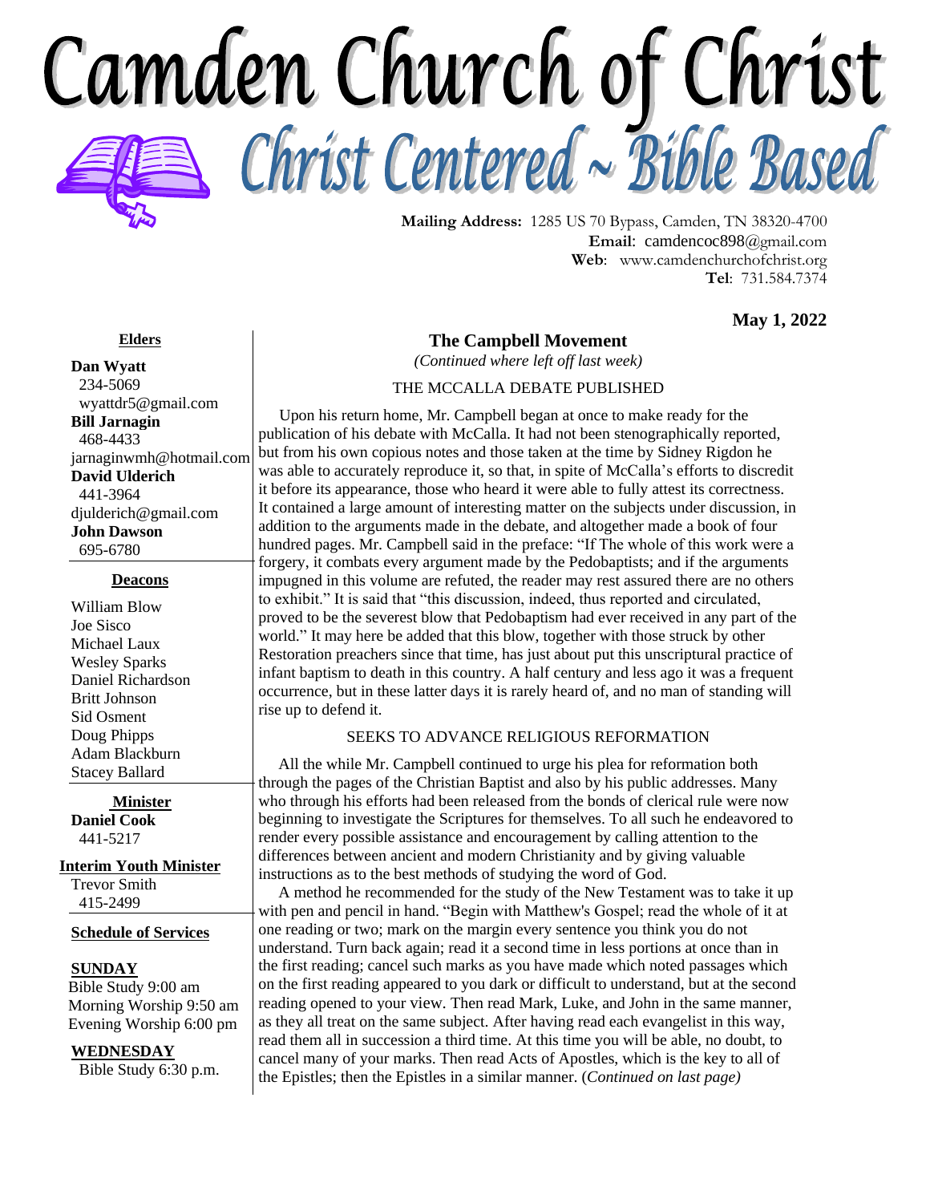# Camden Church of Christ

## Christ Centered ~ Bible Based

**Mailing Address:** 1285 US 70 Bypass, Camden, TN 38320-4700
**Email**: camdencoc898@gmail.com
**Web**: www.camdenchurchofchrist.org
**Tel**: 731.584.7374

**May 1, 2022**

**Elders**

**Dan Wyatt**
234-5069
wyattdr5@gmail.com
**Bill Jarnagin**
468-4433
jarnaginwmh@hotmail.com
**David Ulderich**
441-3964
djulderich@gmail.com
**John Dawson**
695-6780

**Deacons**

William Blow
Joe Sisco
Michael Laux
Wesley Sparks
Daniel Richardson
Britt Johnson
Sid Osment
Doug Phipps
Adam Blackburn
Stacey Ballard

**Minister**
**Daniel Cook**
441-5217

**Interim Youth Minister**
Trevor Smith
415-2499

**Schedule of Services**

**SUNDAY**
Bible Study 9:00 am
Morning Worship 9:50 am
Evening Worship 6:00 pm

**WEDNESDAY**
Bible Study 6:30 p.m.

## The Campbell Movement

*(Continued where left off last week)*

### THE MCCALLA DEBATE PUBLISHED

Upon his return home, Mr. Campbell began at once to make ready for the publication of his debate with McCalla. It had not been stenographically reported, but from his own copious notes and those taken at the time by Sidney Rigdon he was able to accurately reproduce it, so that, in spite of McCalla's efforts to discredit it before its appearance, those who heard it were able to fully attest its correctness. It contained a large amount of interesting matter on the subjects under discussion, in addition to the arguments made in the debate, and altogether made a book of four hundred pages. Mr. Campbell said in the preface: "If The whole of this work were a forgery, it combats every argument made by the Pedobaptists; and if the arguments impugned in this volume are refuted, the reader may rest assured there are no others to exhibit." It is said that "this discussion, indeed, thus reported and circulated, proved to be the severest blow that Pedobaptism had ever received in any part of the world." It may here be added that this blow, together with those struck by other Restoration preachers since that time, has just about put this unscriptural practice of infant baptism to death in this country. A half century and less ago it was a frequent occurrence, but in these latter days it is rarely heard of, and no man of standing will rise up to defend it.

### SEEKS TO ADVANCE RELIGIOUS REFORMATION

All the while Mr. Campbell continued to urge his plea for reformation both through the pages of the Christian Baptist and also by his public addresses. Many who through his efforts had been released from the bonds of clerical rule were now beginning to investigate the Scriptures for themselves. To all such he endeavored to render every possible assistance and encouragement by calling attention to the differences between ancient and modern Christianity and by giving valuable instructions as to the best methods of studying the word of God.

A method he recommended for the study of the New Testament was to take it up with pen and pencil in hand. "Begin with Matthew's Gospel; read the whole of it at one reading or two; mark on the margin every sentence you think you do not understand. Turn back again; read it a second time in less portions at once than in the first reading; cancel such marks as you have made which noted passages which on the first reading appeared to you dark or difficult to understand, but at the second reading opened to your view. Then read Mark, Luke, and John in the same manner, as they all treat on the same subject. After having read each evangelist in this way, read them all in succession a third time. At this time you will be able, no doubt, to cancel many of your marks. Then read Acts of Apostles, which is the key to all of the Epistles; then the Epistles in a similar manner. (*Continued on last page)*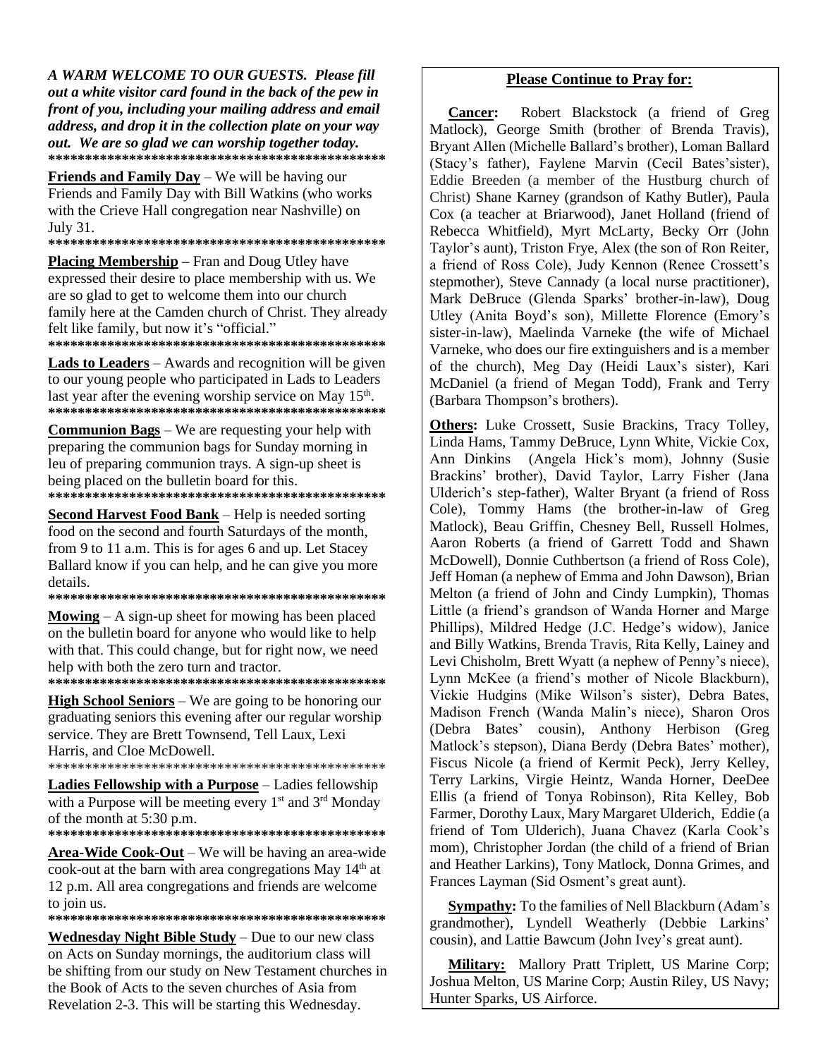***A WARM WELCOME TO OUR GUESTS. Please fill out a white visitor card found in the back of the pew in front of you, including your mailing address and email address, and drop it in the collection plate on your way out. We are so glad we can worship together today.***

************************************************

**Friends and Family Day** – We will be having our Friends and Family Day with Bill Watkins (who works with the Crieve Hall congregation near Nashville) on July 31.

************************************************

**Placing Membership –** Fran and Doug Utley have expressed their desire to place membership with us. We are so glad to get to welcome them into our church family here at the Camden church of Christ. They already felt like family, but now it's "official."

************************************************

**Lads to Leaders** – Awards and recognition will be given to our young people who participated in Lads to Leaders last year after the evening worship service on May 15th.

************************************************

**Communion Bags** – We are requesting your help with preparing the communion bags for Sunday morning in leu of preparing communion trays. A sign-up sheet is being placed on the bulletin board for this.

************************************************

**Second Harvest Food Bank** – Help is needed sorting food on the second and fourth Saturdays of the month, from 9 to 11 a.m. This is for ages 6 and up. Let Stacey Ballard know if you can help, and he can give you more details.

************************************************

**Mowing** – A sign-up sheet for mowing has been placed on the bulletin board for anyone who would like to help with that. This could change, but for right now, we need help with both the zero turn and tractor.

************************************************

**High School Seniors** – We are going to be honoring our graduating seniors this evening after our regular worship service. They are Brett Townsend, Tell Laux, Lexi Harris, and Cloe McDowell.

************************************************

**Ladies Fellowship with a Purpose** – Ladies fellowship with a Purpose will be meeting every 1st and 3rd Monday of the month at 5:30 p.m.

************************************************

**Area-Wide Cook-Out** – We will be having an area-wide cook-out at the barn with area congregations May 14th at 12 p.m. All area congregations and friends are welcome to join us.

************************************************

**Wednesday Night Bible Study** – Due to our new class on Acts on Sunday mornings, the auditorium class will be shifting from our study on New Testament churches in the Book of Acts to the seven churches of Asia from Revelation 2-3. This will be starting this Wednesday.

## Please Continue to Pray for:

**Cancer:** Robert Blackstock (a friend of Greg Matlock), George Smith (brother of Brenda Travis), Bryant Allen (Michelle Ballard's brother), Loman Ballard (Stacy's father), Faylene Marvin (Cecil Bates'sister), Eddie Breeden (a member of the Hustburg church of Christ) Shane Karney (grandson of Kathy Butler), Paula Cox (a teacher at Briarwood), Janet Holland (friend of Rebecca Whitfield), Myrt McLarty, Becky Orr (John Taylor's aunt), Triston Frye, Alex (the son of Ron Reiter, a friend of Ross Cole), Judy Kennon (Renee Crossett's stepmother), Steve Cannady (a local nurse practitioner), Mark DeBruce (Glenda Sparks' brother-in-law), Doug Utley (Anita Boyd's son), Millette Florence (Emory's sister-in-law), Maelinda Varneke **(**the wife of Michael Varneke, who does our fire extinguishers and is a member of the church), Meg Day (Heidi Laux's sister), Kari McDaniel (a friend of Megan Todd), Frank and Terry (Barbara Thompson's brothers).

**Others:** Luke Crossett, Susie Brackins, Tracy Tolley, Linda Hams, Tammy DeBruce, Lynn White, Vickie Cox, Ann Dinkins (Angela Hick's mom), Johnny (Susie Brackins' brother), David Taylor, Larry Fisher (Jana Ulderich's step-father), Walter Bryant (a friend of Ross Cole), Tommy Hams (the brother-in-law of Greg Matlock), Beau Griffin, Chesney Bell, Russell Holmes, Aaron Roberts (a friend of Garrett Todd and Shawn McDowell), Donnie Cuthbertson (a friend of Ross Cole), Jeff Homan (a nephew of Emma and John Dawson), Brian Melton (a friend of John and Cindy Lumpkin), Thomas Little (a friend's grandson of Wanda Horner and Marge Phillips), Mildred Hedge (J.C. Hedge's widow), Janice and Billy Watkins, Brenda Travis, Rita Kelly, Lainey and Levi Chisholm, Brett Wyatt (a nephew of Penny's niece), Lynn McKee (a friend's mother of Nicole Blackburn), Vickie Hudgins (Mike Wilson's sister), Debra Bates, Madison French (Wanda Malin's niece), Sharon Oros (Debra Bates' cousin), Anthony Herbison (Greg Matlock's stepson), Diana Berdy (Debra Bates' mother), Fiscus Nicole (a friend of Kermit Peck), Jerry Kelley, Terry Larkins, Virgie Heintz, Wanda Horner, DeeDee Ellis (a friend of Tonya Robinson), Rita Kelley, Bob Farmer, Dorothy Laux, Mary Margaret Ulderich, Eddie (a friend of Tom Ulderich), Juana Chavez (Karla Cook's mom), Christopher Jordan (the child of a friend of Brian and Heather Larkins), Tony Matlock, Donna Grimes, and Frances Layman (Sid Osment's great aunt).

**Sympathy:** To the families of Nell Blackburn (Adam's grandmother), Lyndell Weatherly (Debbie Larkins' cousin), and Lattie Bawcum (John Ivey's great aunt).

**Military:** Mallory Pratt Triplett, US Marine Corp; Joshua Melton, US Marine Corp; Austin Riley, US Navy; Hunter Sparks, US Airforce.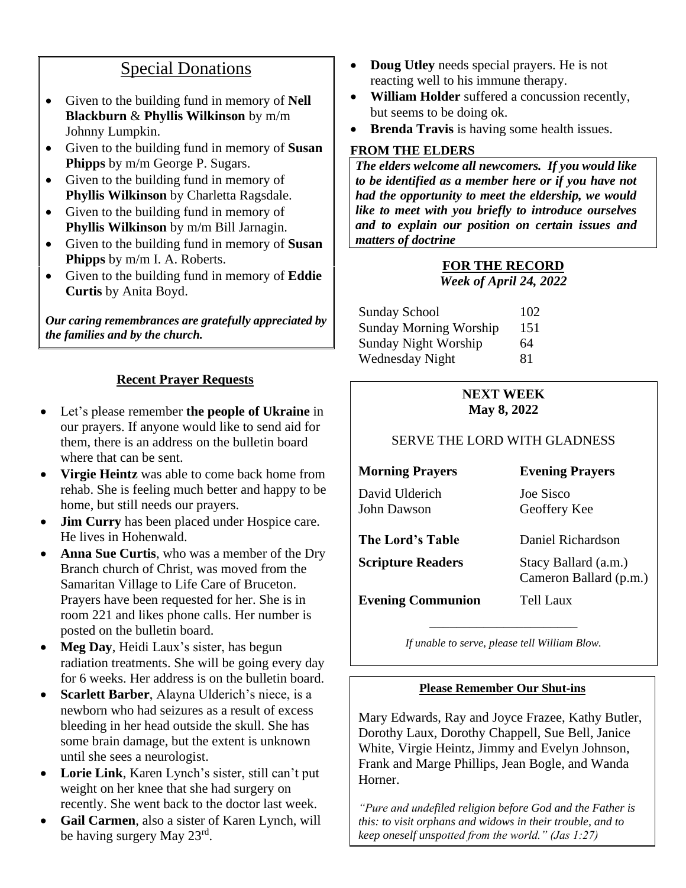## Special Donations

- Given to the building fund in memory of **Nell Blackburn** & **Phyllis Wilkinson** by m/m Johnny Lumpkin.
- Given to the building fund in memory of **Susan Phipps** by m/m George P. Sugars.
- Given to the building fund in memory of **Phyllis Wilkinson** by Charletta Ragsdale.
- Given to the building fund in memory of **Phyllis Wilkinson** by m/m Bill Jarnagin.
- Given to the building fund in memory of **Susan Phipps** by m/m I. A. Roberts.
- Given to the building fund in memory of **Eddie Curtis** by Anita Boyd.

***Our caring remembrances are gratefully appreciated by the families and by the church.***

### Recent Prayer Requests

- Let's please remember **the people of Ukraine** in our prayers. If anyone would like to send aid for them, there is an address on the bulletin board where that can be sent.
- **Virgie Heintz** was able to come back home from rehab. She is feeling much better and happy to be home, but still needs our prayers.
- **Jim Curry** has been placed under Hospice care. He lives in Hohenwald.
- **Anna Sue Curtis**, who was a member of the Dry Branch church of Christ, was moved from the Samaritan Village to Life Care of Bruceton. Prayers have been requested for her. She is in room 221 and likes phone calls. Her number is posted on the bulletin board.
- **Meg Day**, Heidi Laux's sister, has begun radiation treatments. She will be going every day for 6 weeks. Her address is on the bulletin board.
- **Scarlett Barber**, Alayna Ulderich's niece, is a newborn who had seizures as a result of excess bleeding in her head outside the skull. She has some brain damage, but the extent is unknown until she sees a neurologist.
- **Lorie Link**, Karen Lynch's sister, still can't put weight on her knee that she had surgery on recently. She went back to the doctor last week.
- **Gail Carmen**, also a sister of Karen Lynch, will be having surgery May 23rd.
- **Doug Utley** needs special prayers. He is not reacting well to his immune therapy.
- **William Holder** suffered a concussion recently, but seems to be doing ok.
- **Brenda Travis** is having some health issues.

### FROM THE ELDERS

***The elders welcome all newcomers. If you would like to be identified as a member here or if you have not had the opportunity to meet the eldership, we would like to meet with you briefly to introduce ourselves and to explain our position on certain issues and matters of doctrine***

### FOR THE RECORD

***Week of April 24, 2022***

| | |
|---|---|
| Sunday School | 102 |
| Sunday Morning Worship | 151 |
| Sunday Night Worship | 64 |
| Wednesday Night | 81 |

### NEXT WEEK
**May 8, 2022**

SERVE THE LORD WITH GLADNESS

| **Morning Prayers** | **Evening Prayers** |
|---|---|
| David Ulderich | Joe Sisco |
| John Dawson | Geoffery Kee |
| **The Lord's Table** | Daniel Richardson |
| **Scripture Readers** | Stacy Ballard (a.m.) Cameron Ballard (p.m.) |
| **Evening Communion** | Tell Laux |

*If unable to serve, please tell William Blow.*

### Please Remember Our Shut-ins

Mary Edwards, Ray and Joyce Frazee, Kathy Butler, Dorothy Laux, Dorothy Chappell, Sue Bell, Janice White, Virgie Heintz, Jimmy and Evelyn Johnson, Frank and Marge Phillips, Jean Bogle, and Wanda Horner.

*"Pure and undefiled religion before God and the Father is this: to visit orphans and widows in their trouble, and to keep oneself unspotted from the world." (Jas 1:27)*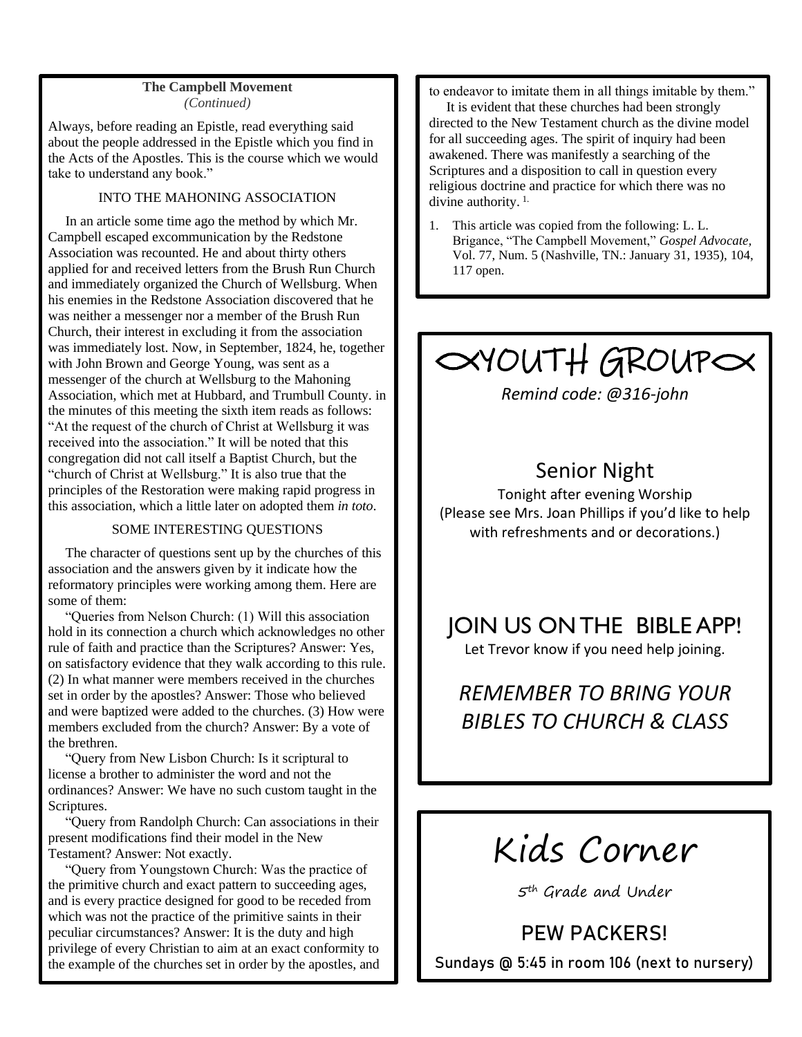**The Campbell Movement**

*(Continued)*

Always, before reading an Epistle, read everything said about the people addressed in the Epistle which you find in the Acts of the Apostles. This is the course which we would take to understand any book."

INTO THE MAHONING ASSOCIATION

In an article some time ago the method by which Mr. Campbell escaped excommunication by the Redstone Association was recounted. He and about thirty others applied for and received letters from the Brush Run Church and immediately organized the Church of Wellsburg. When his enemies in the Redstone Association discovered that he was neither a messenger nor a member of the Brush Run Church, their interest in excluding it from the association was immediately lost. Now, in September, 1824, he, together with John Brown and George Young, was sent as a messenger of the church at Wellsburg to the Mahoning Association, which met at Hubbard, and Trumbull County. in the minutes of this meeting the sixth item reads as follows: "At the request of the church of Christ at Wellsburg it was received into the association." It will be noted that this congregation did not call itself a Baptist Church, but the "church of Christ at Wellsburg." It is also true that the principles of the Restoration were making rapid progress in this association, which a little later on adopted them *in toto*.

SOME INTERESTING QUESTIONS

The character of questions sent up by the churches of this association and the answers given by it indicate how the reformatory principles were working among them. Here are some of them:

"Queries from Nelson Church: (1) Will this association hold in its connection a church which acknowledges no other rule of faith and practice than the Scriptures? Answer: Yes, on satisfactory evidence that they walk according to this rule. (2) In what manner were members received in the churches set in order by the apostles? Answer: Those who believed and were baptized were added to the churches. (3) How were members excluded from the church? Answer: By a vote of the brethren.

"Query from New Lisbon Church: Is it scriptural to license a brother to administer the word and not the ordinances? Answer: We have no such custom taught in the Scriptures.

"Query from Randolph Church: Can associations in their present modifications find their model in the New Testament? Answer: Not exactly.

"Query from Youngstown Church: Was the practice of the primitive church and exact pattern to succeeding ages, and is every practice designed for good to be receded from which was not the practice of the primitive saints in their peculiar circumstances? Answer: It is the duty and high privilege of every Christian to aim at an exact conformity to the example of the churches set in order by the apostles, and to endeavor to imitate them in all things imitable by them."

It is evident that these churches had been strongly directed to the New Testament church as the divine model for all succeeding ages. The spirit of inquiry had been awakened. There was manifestly a searching of the Scriptures and a disposition to call in question every religious doctrine and practice for which there was no divine authority. [1.]

1. This article was copied from the following: L. L. Brigance, "The Campbell Movement," *Gospel Advocate,* Vol. 77, Num. 5 (Nashville, TN.: January 31, 1935), 104, 117 open.

# YOUTH GROUP

*Remind code: @316-john*

## Senior Night

Tonight after evening Worship

(Please see Mrs. Joan Phillips if you'd like to help with refreshments and or decorations.)

## JOIN US ON THE BIBLE APP!

Let Trevor know if you need help joining.

*REMEMBER TO BRING YOUR BIBLES TO CHURCH & CLASS*

# Kids Corner

5th Grade and Under

## PEW PACKERS!

Sundays @ 5:45 in room 106 (next to nursery)